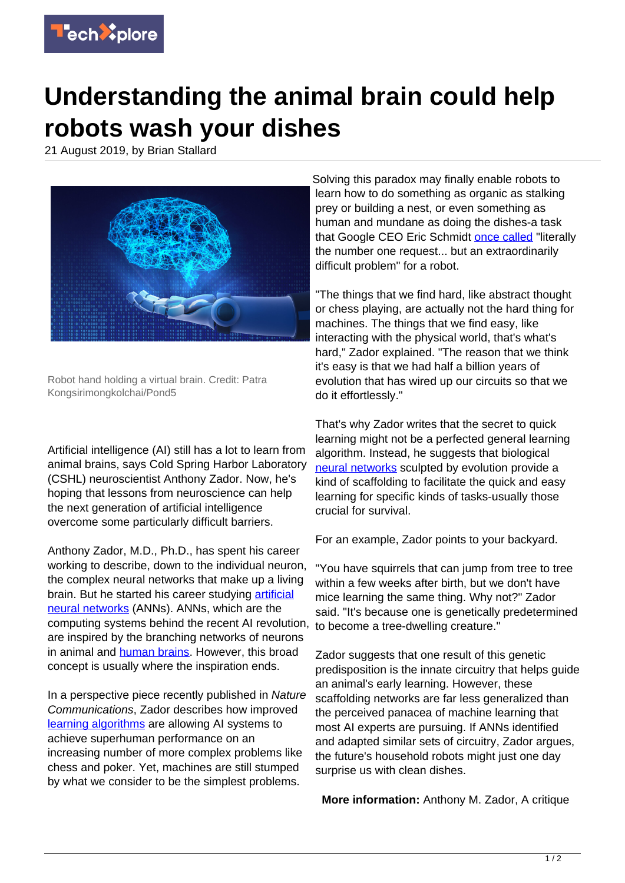# Understanding the animal brain could help robots wash your dishes

21 August 2019, by Brian Stallard

Robot hand holding a virtual brain. Credit: Patra Kongsirimongkolchai/Pond5

Artificial intelligence (AI) still has a lot to learn from animal brains, says Cold Spring Harbor Laboratory (CSHL) neuroscientist Anthony Zador. Now, he's hoping that lessons from neuroscience can help the next generation of artificial intelligence overcome some particularly difficult barriers.

Anthony Zador, M.D., Ph.D., has spent his career working to describe, down to the individual neuron, the complex neural networks that make up a living brain. But he started his career studying artificial neural networks (ANNs). ANNs, which are the computing systems behind the recent AI revolution, are inspired by the branching networks of neurons in animal and human brains. However, this broad concept is usually where the inspiration ends.

In a perspective piece recently published in *Nature Communications*, Zador describes how improved learning algorithms are allowing AI systems to achieve superhuman performance on an increasing number of more complex problems like chess and poker. Yet, machines are still stumped by what we consider to be the simplest problems.

Solving this paradox may finally enable robots to learn how to do something as organic as stalking prey or building a nest, or even something as human and mundane as doing the dishes-a task that Google CEO Eric Schmidt once called "literally the number one request... but an extraordinarily difficult problem" for a robot.

"The things that we find hard, like abstract thought or chess playing, are actually not the hard thing for machines. The things that we find easy, like interacting with the physical world, that's what's hard," Zador explained. "The reason that we think it's easy is that we had half a billion years of evolution that has wired up our circuits so that we do it effortlessly."

That's why Zador writes that the secret to quick learning might not be a perfected general learning algorithm. Instead, he suggests that biological neural networks sculpted by evolution provide a kind of scaffolding to facilitate the quick and easy learning for specific kinds of tasks-usually those crucial for survival.

For an example, Zador points to your backyard.

"You have squirrels that can jump from tree to tree within a few weeks after birth, but we don't have mice learning the same thing. Why not?" Zador said. "It's because one is genetically predetermined to become a tree-dwelling creature."

Zador suggests that one result of this genetic predisposition is the innate circuitry that helps guide an animal's early learning. However, these scaffolding networks are far less generalized than the perceived panacea of machine learning that most AI experts are pursuing. If ANNs identified and adapted similar sets of circuitry, Zador argues, the future's household robots might just one day surprise us with clean dishes.

**More information:** Anthony M. Zador, A critique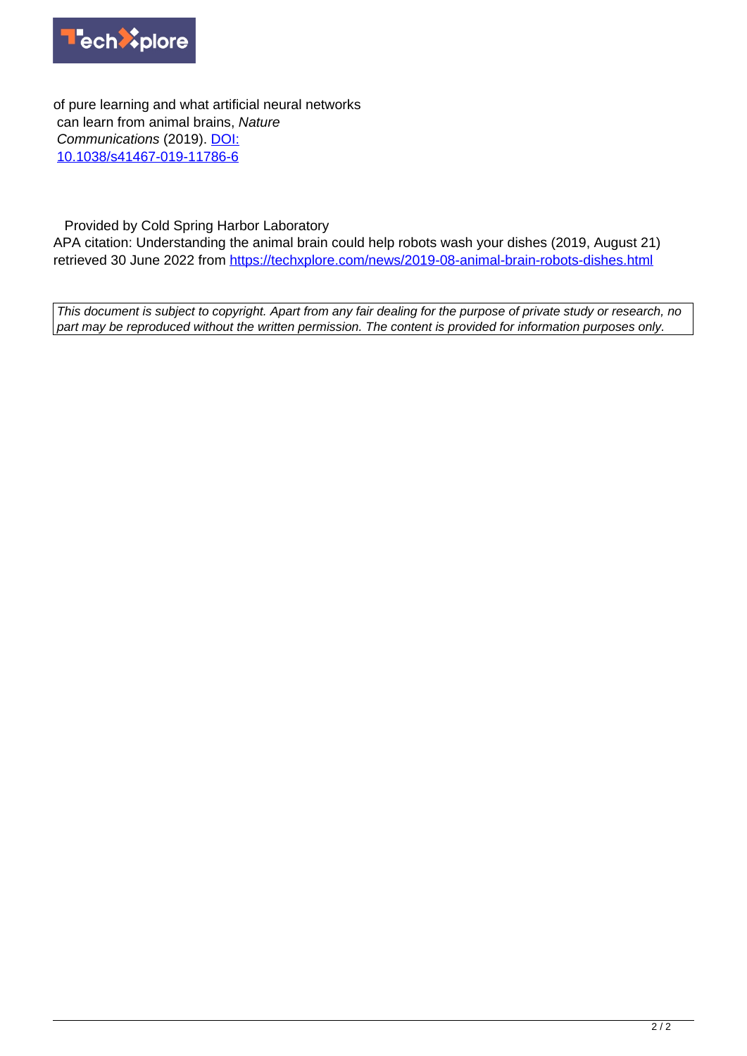of pure learning and what artificial neural networks can learn from animal brains, *Nature Communications* (2019). DOI: 10.1038/s41467-019-11786-6

Provided by Cold Spring Harbor Laboratory

APA citation: Understanding the animal brain could help robots wash your dishes (2019, August 21) retrieved 30 June 2022 from https://techxplore.com/news/2019-08-animal-brain-robots-dishes.html

*This document is subject to copyright. Apart from any fair dealing for the purpose of private study or research, no part may be reproduced without the written permission. The content is provided for information purposes only.*